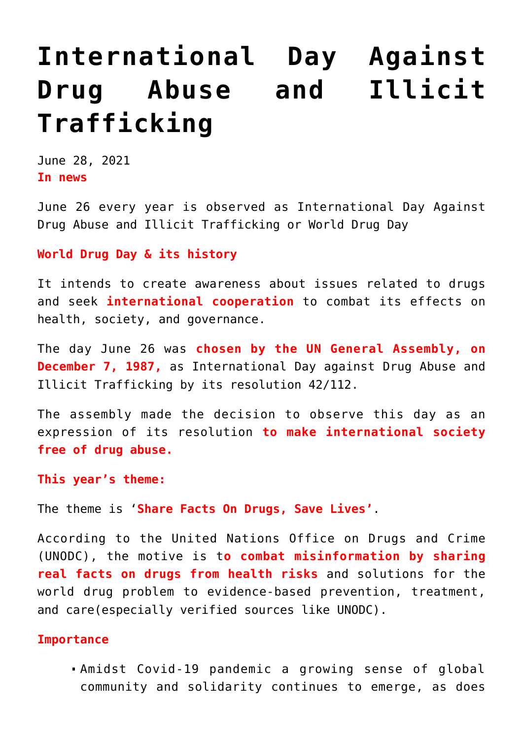# International Day Against Drug Abuse and Illicit Trafficking

June 28, 2021

**In news**

June 26 every year is observed as International Day Against Drug Abuse and Illicit Trafficking or World Drug Day

**World Drug Day & its history**

It intends to create awareness about issues related to drugs and seek **international cooperation** to combat its effects on health, society, and governance.

The day June 26 was **chosen by the UN General Assembly, on December 7, 1987,** as International Day against Drug Abuse and Illicit Trafficking by its resolution 42/112.

The assembly made the decision to observe this day as an expression of its resolution **to make international society free of drug abuse.**

**This year's theme:**

The theme is '**Share Facts On Drugs, Save Lives'**.

According to the United Nations Office on Drugs and Crime (UNODC), the motive is t**o combat misinformation by sharing real facts on drugs from health risks** and solutions for the world drug problem to evidence-based prevention, treatment, and care(especially verified sources like UNODC).

**Importance**

- Amidst Covid-19 pandemic a growing sense of global community and solidarity continues to emerge, as does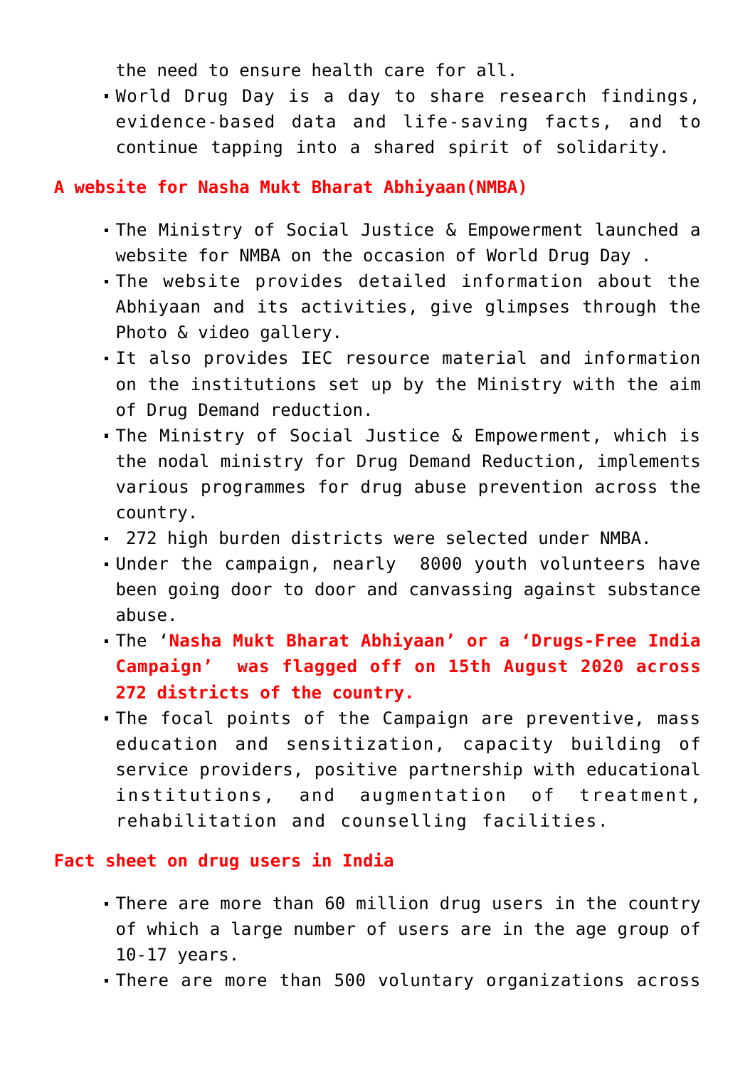the need to ensure health care for all.

- World Drug Day is a day to share research findings, evidence-based data and life-saving facts, and to continue tapping into a shared spirit of solidarity.

## A website for Nasha Mukt Bharat Abhiyaan(NMBA)

- The Ministry of Social Justice & Empowerment launched a website for NMBA on the occasion of World Drug Day .
- The website provides detailed information about the Abhiyaan and its activities, give glimpses through the Photo & video gallery.
- It also provides IEC resource material and information on the institutions set up by the Ministry with the aim of Drug Demand reduction.
- The Ministry of Social Justice & Empowerment, which is the nodal ministry for Drug Demand Reduction, implements various programmes for drug abuse prevention across the country.
- 272 high burden districts were selected under NMBA.
- Under the campaign, nearly 8000 youth volunteers have been going door to door and canvassing against substance abuse.
- The '**Nasha Mukt Bharat Abhiyaan' or a 'Drugs-Free India Campaign' was flagged off on 15th August 2020 across 272 districts of the country.**
- The focal points of the Campaign are preventive, mass education and sensitization, capacity building of service providers, positive partnership with educational institutions, and augmentation of treatment, rehabilitation and counselling facilities.

## Fact sheet on drug users in India

- There are more than 60 million drug users in the country of which a large number of users are in the age group of 10-17 years.
- There are more than 500 voluntary organizations across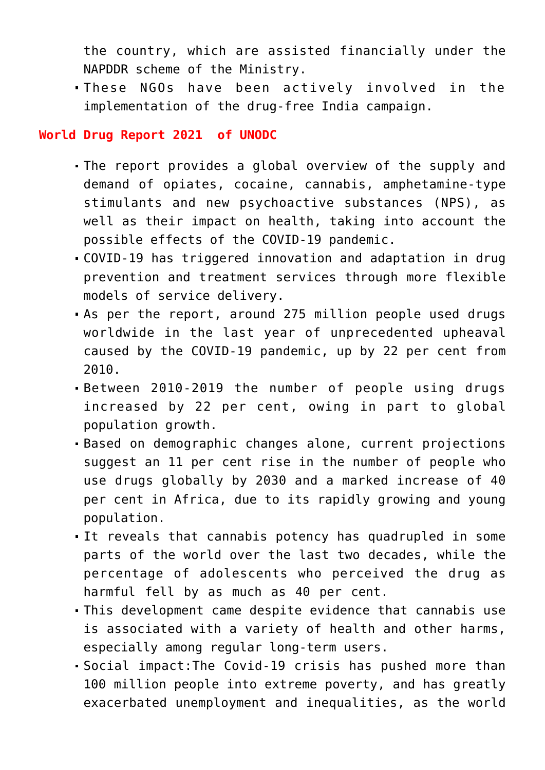the country, which are assisted financially under the NAPDDR scheme of the Ministry.

- These NGOs have been actively involved in the implementation of the drug-free India campaign.

## World Drug Report 2021 of UNODC

- The report provides a global overview of the supply and demand of opiates, cocaine, cannabis, amphetamine-type stimulants and new psychoactive substances (NPS), as well as their impact on health, taking into account the possible effects of the COVID-19 pandemic.
- COVID-19 has triggered innovation and adaptation in drug prevention and treatment services through more flexible models of service delivery.
- As per the report, around 275 million people used drugs worldwide in the last year of unprecedented upheaval caused by the COVID-19 pandemic, up by 22 per cent from 2010.
- Between 2010-2019 the number of people using drugs increased by 22 per cent, owing in part to global population growth.
- Based on demographic changes alone, current projections suggest an 11 per cent rise in the number of people who use drugs globally by 2030 and a marked increase of 40 per cent in Africa, due to its rapidly growing and young population.
- It reveals that cannabis potency has quadrupled in some parts of the world over the last two decades, while the percentage of adolescents who perceived the drug as harmful fell by as much as 40 per cent.
- This development came despite evidence that cannabis use is associated with a variety of health and other harms, especially among regular long-term users.
- Social impact:The Covid-19 crisis has pushed more than 100 million people into extreme poverty, and has greatly exacerbated unemployment and inequalities, as the world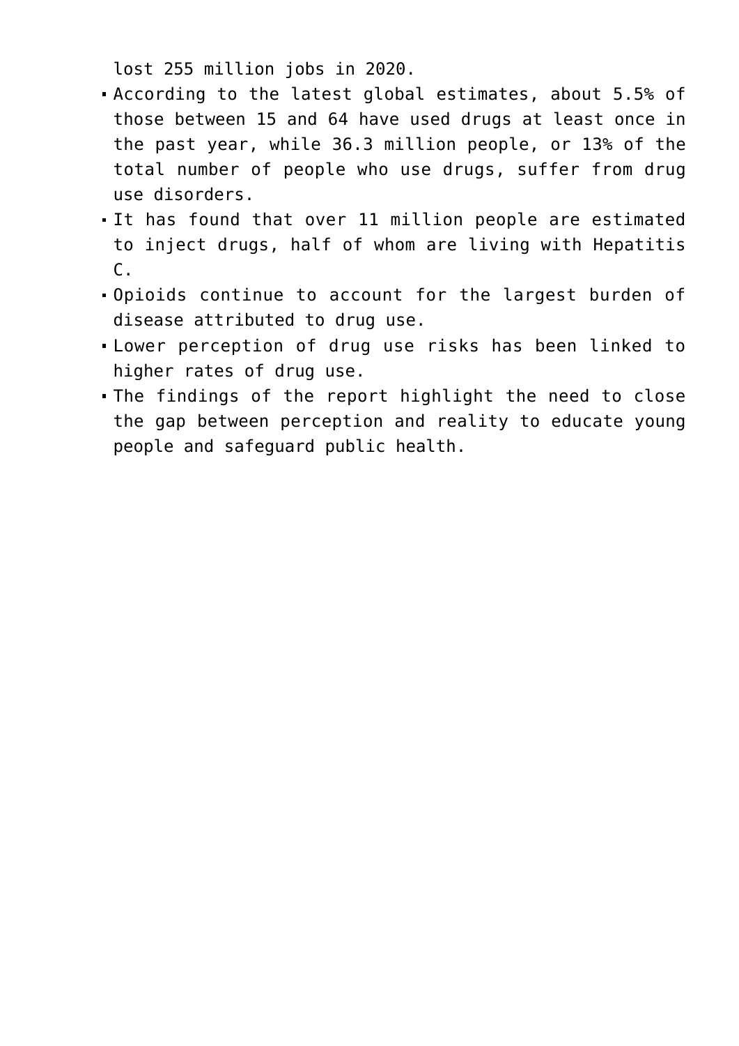lost 255 million jobs in 2020.

- According to the latest global estimates, about 5.5% of those between 15 and 64 have used drugs at least once in the past year, while 36.3 million people, or 13% of the total number of people who use drugs, suffer from drug use disorders.
- It has found that over 11 million people are estimated to inject drugs, half of whom are living with Hepatitis C.
- Opioids continue to account for the largest burden of disease attributed to drug use.
- Lower perception of drug use risks has been linked to higher rates of drug use.
- The findings of the report highlight the need to close the gap between perception and reality to educate young people and safeguard public health.